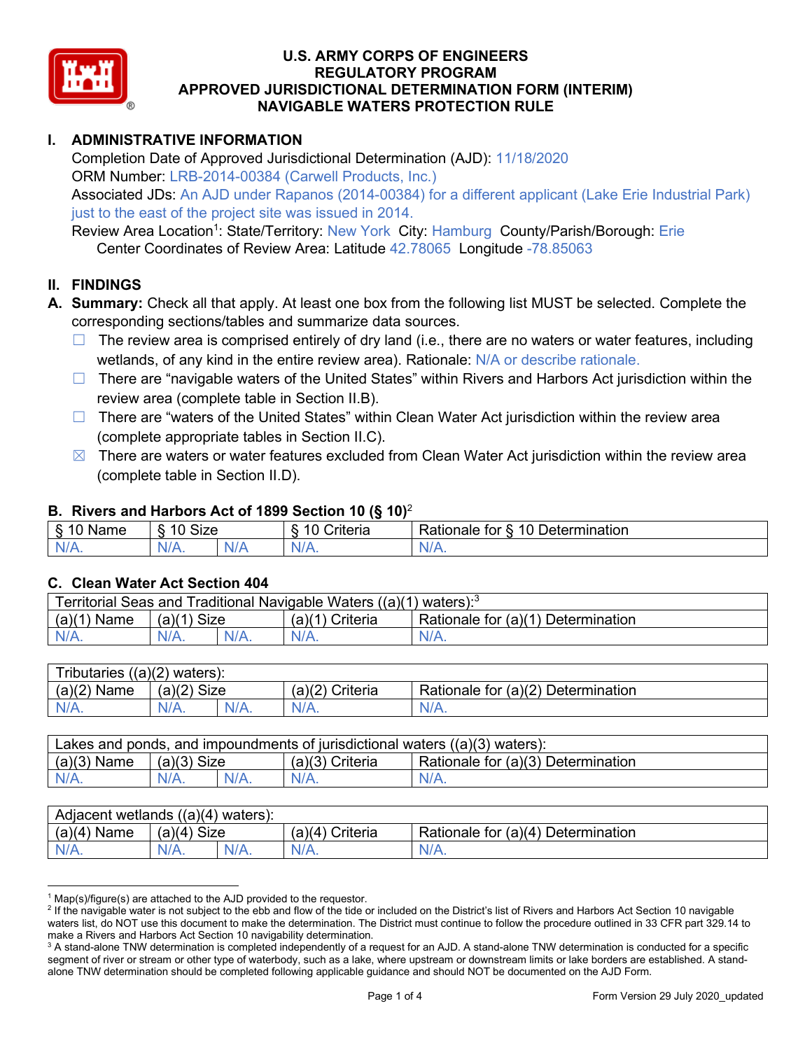# U.S. ARMY CORPS OF ENGINEERS
# REGULATORY PROGRAM
# APPROVED JURISDICTIONAL DETERMINATION FORM (INTERIM)
# NAVIGABLE WATERS PROTECTION RULE

## I. ADMINISTRATIVE INFORMATION

Completion Date of Approved Jurisdictional Determination (AJD): 11/18/2020
ORM Number: LRB-2014-00384 (Carwell Products, Inc.)
Associated JDs: An AJD under Rapanos (2014-00384) for a different applicant (Lake Erie Industrial Park) just to the east of the project site was issued in 2014.
Review Area Location[1]: State/Territory: New York City: Hamburg County/Parish/Borough: Erie
Center Coordinates of Review Area: Latitude 42.78065 Longitude -78.85063

## II. FINDINGS

**A. Summary:** Check all that apply. At least one box from the following list MUST be selected. Complete the corresponding sections/tables and summarize data sources.

- ☐ The review area is comprised entirely of dry land (i.e., there are no waters or water features, including wetlands, of any kind in the entire review area). Rationale: N/A or describe rationale.
- ☐ There are "navigable waters of the United States" within Rivers and Harbors Act jurisdiction within the review area (complete table in Section II.B).
- ☐ There are "waters of the United States" within Clean Water Act jurisdiction within the review area (complete appropriate tables in Section II.C).
- ☒ There are waters or water features excluded from Clean Water Act jurisdiction within the review area (complete table in Section II.D).

### B. Rivers and Harbors Act of 1899 Section 10 (§ 10)[2]

| § 10 Name | § 10 Size | | § 10 Criteria | Rationale for § 10 Determination |
|---|---|---|---|---|
| N/A. | N/A. | N/A | N/A. | N/A. |

### C. Clean Water Act Section 404

| Territorial Seas and Traditional Navigable Waters ((a)(1) waters):[3] | | | | |
|---|---|---|---|---|
| (a)(1) Name | (a)(1) Size | | (a)(1) Criteria | Rationale for (a)(1) Determination |
| N/A. | N/A. | N/A. | N/A. | N/A. |

| Tributaries ((a)(2) waters): | | | | |
|---|---|---|---|---|
| (a)(2) Name | (a)(2) Size | | (a)(2) Criteria | Rationale for (a)(2) Determination |
| N/A. | N/A. | N/A. | N/A. | N/A. |

| Lakes and ponds, and impoundments of jurisdictional waters ((a)(3) waters): | | | | |
|---|---|---|---|---|
| (a)(3) Name | (a)(3) Size | | (a)(3) Criteria | Rationale for (a)(3) Determination |
| N/A. | N/A. | N/A. | N/A. | N/A. |

| Adjacent wetlands ((a)(4) waters): | | | | |
|---|---|---|---|---|
| (a)(4) Name | (a)(4) Size | | (a)(4) Criteria | Rationale for (a)(4) Determination |
| N/A. | N/A. | N/A. | N/A. | N/A. |

---

[1] Map(s)/figure(s) are attached to the AJD provided to the requestor.
[2] If the navigable water is not subject to the ebb and flow of the tide or included on the District's list of Rivers and Harbors Act Section 10 navigable waters list, do NOT use this document to make the determination. The District must continue to follow the procedure outlined in 33 CFR part 329.14 to make a Rivers and Harbors Act Section 10 navigability determination.
[3] A stand-alone TNW determination is completed independently of a request for an AJD. A stand-alone TNW determination is conducted for a specific segment of river or stream or other type of waterbody, such as a lake, where upstream or downstream limits or lake borders are established. A stand-alone TNW determination should be completed following applicable guidance and should NOT be documented on the AJD Form.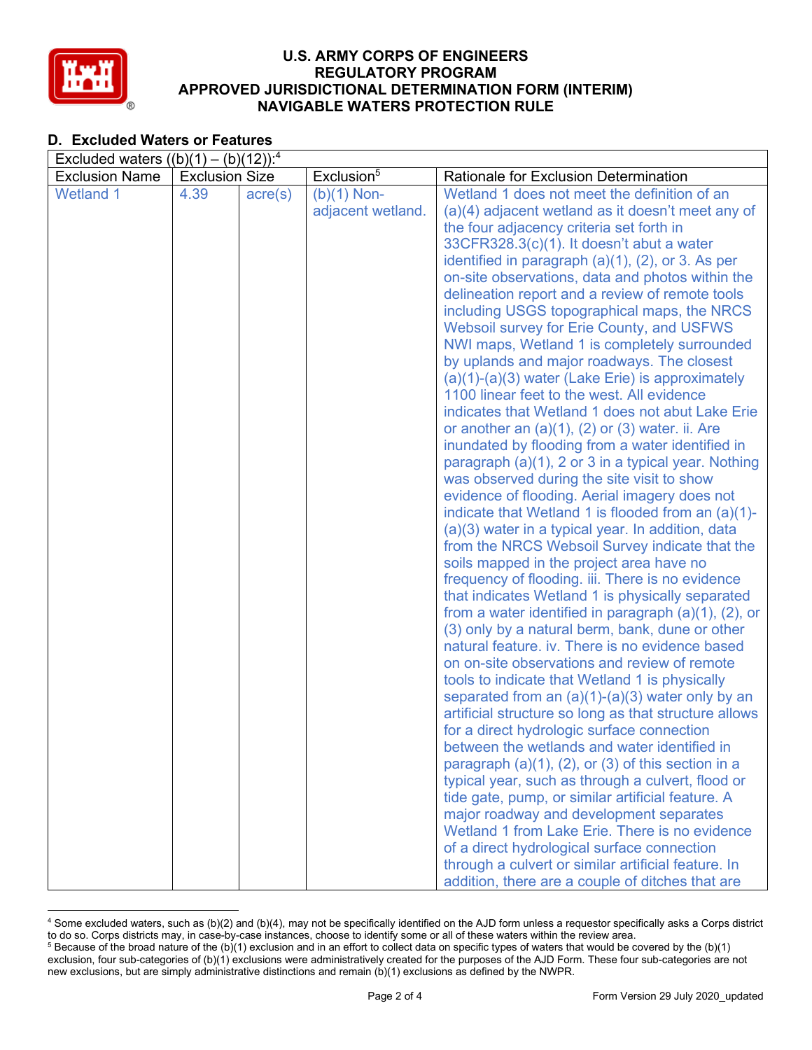## D. Excluded Waters or Features

| Excluded waters ((b)(1) – (b)(12)):[4] | | | | |
|---|---|---|---|---|
| Exclusion Name | Exclusion Size | | Exclusion[5] | Rationale for Exclusion Determination |
| Wetland 1 | 4.39 | acre(s) | (b)(1) Non-adjacent wetland. | Wetland 1 does not meet the definition of an (a)(4) adjacent wetland as it doesn't meet any of the four adjacency criteria set forth in 33CFR328.3(c)(1). It doesn't abut a water identified in paragraph (a)(1), (2), or 3. As per on-site observations, data and photos within the delineation report and a review of remote tools including USGS topographical maps, the NRCS Websoil survey for Erie County, and USFWS NWI maps, Wetland 1 is completely surrounded by uplands and major roadways. The closest (a)(1)-(a)(3) water (Lake Erie) is approximately 1100 linear feet to the west. All evidence indicates that Wetland 1 does not abut Lake Erie or another an (a)(1), (2) or (3) water. ii. Are inundated by flooding from a water identified in paragraph (a)(1), 2 or 3 in a typical year. Nothing was observed during the site visit to show evidence of flooding. Aerial imagery does not indicate that Wetland 1 is flooded from an (a)(1)-(a)(3) water in a typical year. In addition, data from the NRCS Websoil Survey indicate that the soils mapped in the project area have no frequency of flooding. iii. There is no evidence that indicates Wetland 1 is physically separated from a water identified in paragraph (a)(1), (2), or (3) only by a natural berm, bank, dune or other natural feature. iv. There is no evidence based on on-site observations and review of remote tools to indicate that Wetland 1 is physically separated from an (a)(1)-(a)(3) water only by an artificial structure so long as that structure allows for a direct hydrologic surface connection between the wetlands and water identified in paragraph (a)(1), (2), or (3) of this section in a typical year, such as through a culvert, flood or tide gate, pump, or similar artificial feature. A major roadway and development separates Wetland 1 from Lake Erie. There is no evidence of a direct hydrological surface connection through a culvert or similar artificial feature. In addition, there are a couple of ditches that are |

[4] Some excluded waters, such as (b)(2) and (b)(4), may not be specifically identified on the AJD form unless a requestor specifically asks a Corps district to do so. Corps districts may, in case-by-case instances, choose to identify some or all of these waters within the review area.

[5] Because of the broad nature of the (b)(1) exclusion and in an effort to collect data on specific types of waters that would be covered by the (b)(1) exclusion, four sub-categories of (b)(1) exclusions were administratively created for the purposes of the AJD Form. These four sub-categories are not new exclusions, but are simply administrative distinctions and remain (b)(1) exclusions as defined by the NWPR.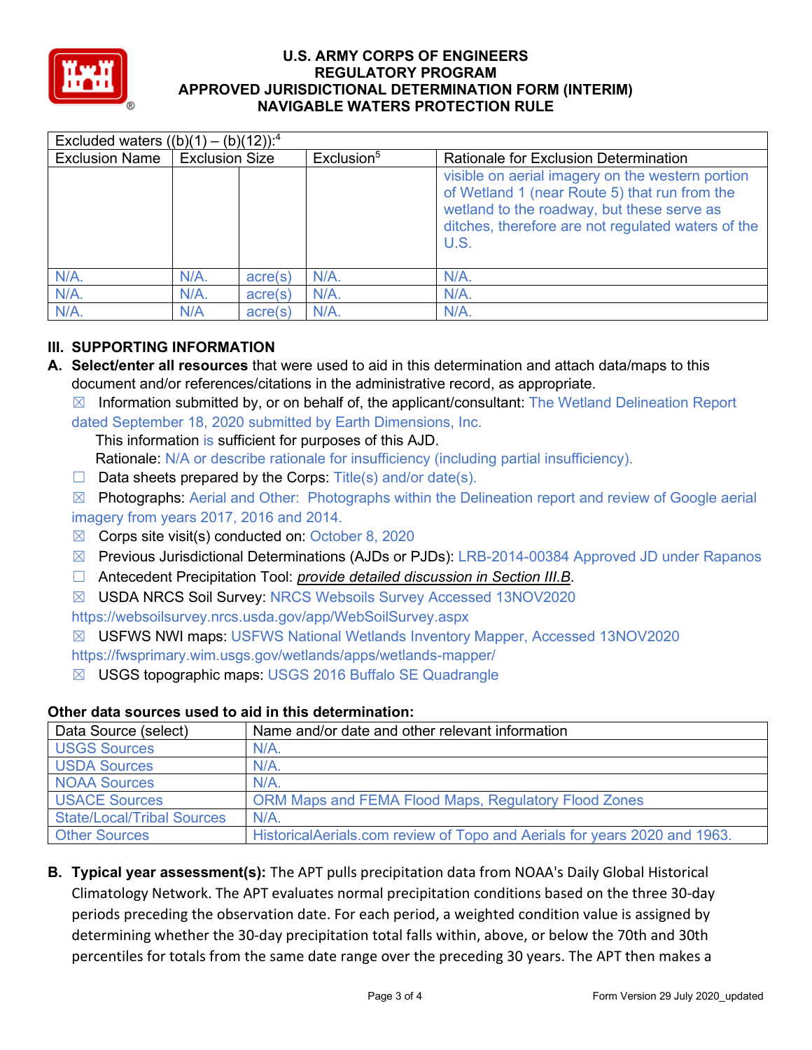| Excluded waters ((b)(1) – (b)(12)):[4] | | | | |
|---|---|---|---|---|
| Exclusion Name | Exclusion Size | | Exclusion[5] | Rationale for Exclusion Determination |
| | | | | visible on aerial imagery on the western portion of Wetland 1 (near Route 5) that run from the wetland to the roadway, but these serve as ditches, therefore are not regulated waters of the U.S. |
| N/A. | N/A. | acre(s) | N/A. | N/A. |
| N/A. | N/A. | acre(s) | N/A. | N/A. |
| N/A. | N/A | acre(s) | N/A. | N/A. |

## III. SUPPORTING INFORMATION

**A. Select/enter all resources** that were used to aid in this determination and attach data/maps to this document and/or references/citations in the administrative record, as appropriate.

☒ Information submitted by, or on behalf of, the applicant/consultant: The Wetland Delineation Report dated September 18, 2020 submitted by Earth Dimensions, Inc.
This information is sufficient for purposes of this AJD.
Rationale: N/A or describe rationale for insufficiency (including partial insufficiency).

☐ Data sheets prepared by the Corps: Title(s) and/or date(s).

☒ Photographs: Aerial and Other: Photographs within the Delineation report and review of Google aerial imagery from years 2017, 2016 and 2014.

☒ Corps site visit(s) conducted on: October 8, 2020

☒ Previous Jurisdictional Determinations (AJDs or PJDs): LRB-2014-00384 Approved JD under Rapanos

☐ Antecedent Precipitation Tool: *provide detailed discussion in Section III.B*.

☒ USDA NRCS Soil Survey: NRCS Websoils Survey Accessed 13NOV2020 https://websoilsurvey.nrcs.usda.gov/app/WebSoilSurvey.aspx

☒ USFWS NWI maps: USFWS National Wetlands Inventory Mapper, Accessed 13NOV2020 https://fwsprimary.wim.usgs.gov/wetlands/apps/wetlands-mapper/

☒ USGS topographic maps: USGS 2016 Buffalo SE Quadrangle

**Other data sources used to aid in this determination:**

| Data Source (select) | Name and/or date and other relevant information |
|---|---|
| USGS Sources | N/A. |
| USDA Sources | N/A. |
| NOAA Sources | N/A. |
| USACE Sources | ORM Maps and FEMA Flood Maps, Regulatory Flood Zones |
| State/Local/Tribal Sources | N/A. |
| Other Sources | HistoricalAerials.com review of Topo and Aerials for years 2020 and 1963. |

**B. Typical year assessment(s):** The APT pulls precipitation data from NOAA's Daily Global Historical Climatology Network. The APT evaluates normal precipitation conditions based on the three 30-day periods preceding the observation date. For each period, a weighted condition value is assigned by determining whether the 30-day precipitation total falls within, above, or below the 70th and 30th percentiles for totals from the same date range over the preceding 30 years. The APT then makes a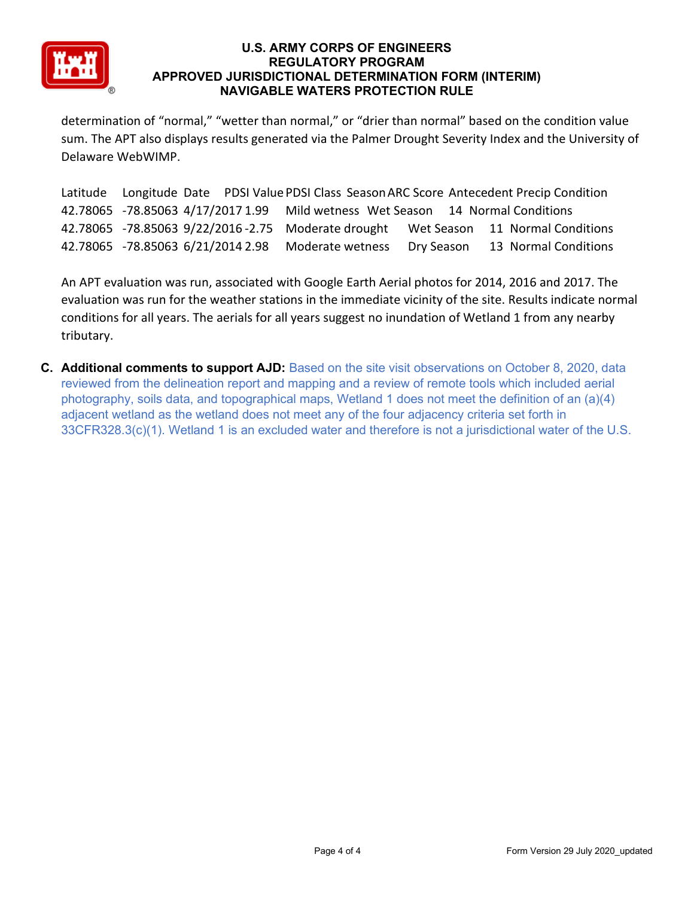determination of "normal," "wetter than normal," or "drier than normal" based on the condition value sum. The APT also displays results generated via the Palmer Drought Severity Index and the University of Delaware WebWIMP.

| Latitude | Longitude | Date | PDSI Value | PDSI Class | Season | ARC Score | Antecedent Precip Condition |
|---|---|---|---|---|---|---|---|
| 42.78065 | -78.85063 | 4/17/2017 | 1.99 | Mild wetness | Wet Season | 14 | Normal Conditions |
| 42.78065 | -78.85063 | 9/22/2016 | -2.75 | Moderate drought | Wet Season | 11 | Normal Conditions |
| 42.78065 | -78.85063 | 6/21/2014 | 2.98 | Moderate wetness | Dry Season | 13 | Normal Conditions |

An APT evaluation was run, associated with Google Earth Aerial photos for 2014, 2016 and 2017. The evaluation was run for the weather stations in the immediate vicinity of the site. Results indicate normal conditions for all years. The aerials for all years suggest no inundation of Wetland 1 from any nearby tributary.

C. **Additional comments to support AJD:** Based on the site visit observations on October 8, 2020, data reviewed from the delineation report and mapping and a review of remote tools which included aerial photography, soils data, and topographical maps, Wetland 1 does not meet the definition of an (a)(4) adjacent wetland as the wetland does not meet any of the four adjacency criteria set forth in 33CFR328.3(c)(1). Wetland 1 is an excluded water and therefore is not a jurisdictional water of the U.S.